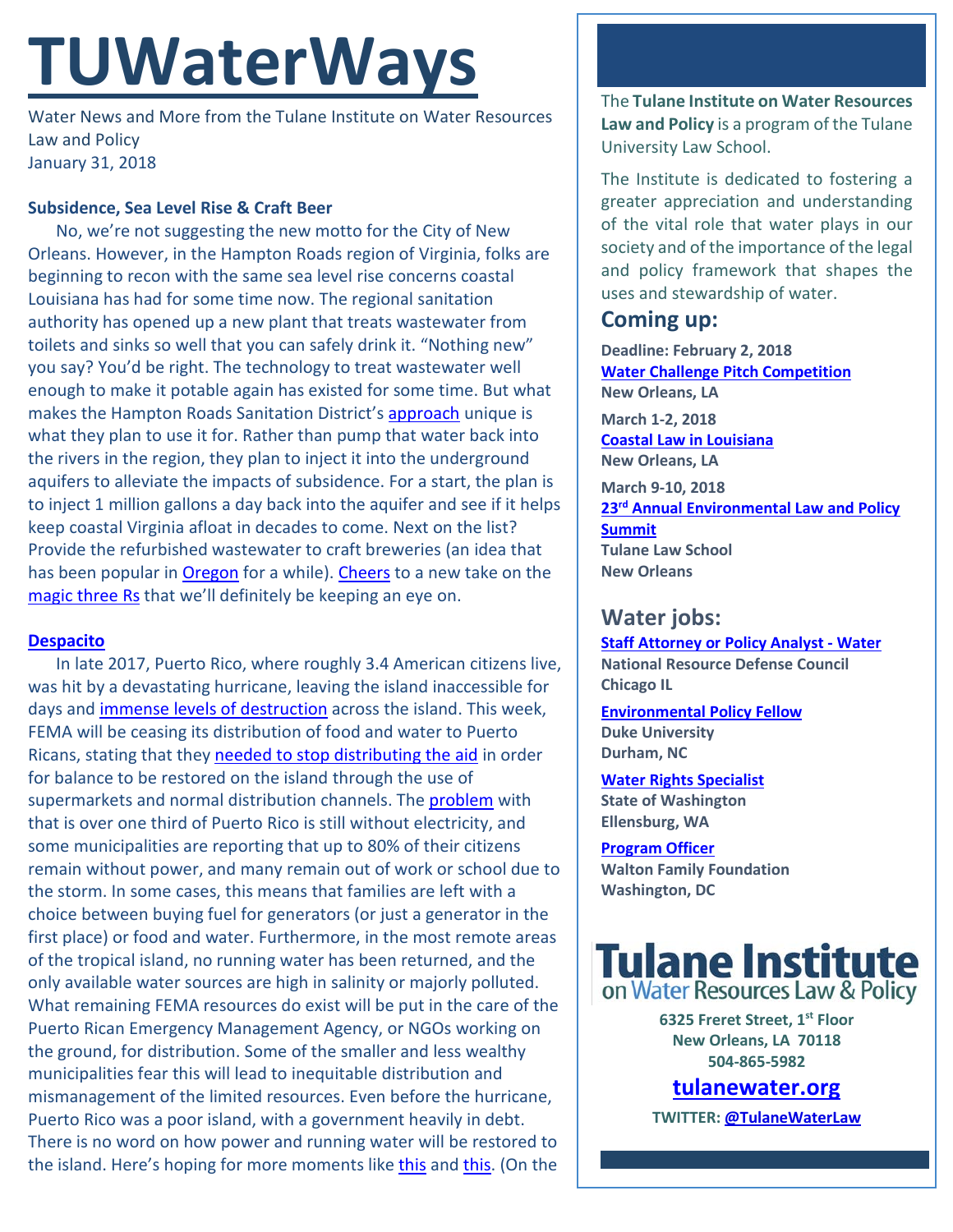# TUWaterWays

Water News and More from the Tulane Institute on Water Resources Law and Policy
January 31, 2018

**Subsidence, Sea Level Rise & Craft Beer**

No, we're not suggesting the new motto for the City of New Orleans. However, in the Hampton Roads region of Virginia, folks are beginning to recon with the same sea level rise concerns coastal Louisiana has had for some time now. The regional sanitation authority has opened up a new plant that treats wastewater from toilets and sinks so well that you can safely drink it. "Nothing new" you say? You'd be right. The technology to treat wastewater well enough to make it potable again has existed for some time. But what makes the Hampton Roads Sanitation District's approach unique is what they plan to use it for. Rather than pump that water back into the rivers in the region, they plan to inject it into the underground aquifers to alleviate the impacts of subsidence. For a start, the plan is to inject 1 million gallons a day back into the aquifer and see if it helps keep coastal Virginia afloat in decades to come. Next on the list? Provide the refurbished wastewater to craft breweries (an idea that has been popular in Oregon for a while). Cheers to a new take on the magic three Rs that we'll definitely be keeping an eye on.

**Despacito**

In late 2017, Puerto Rico, where roughly 3.4 American citizens live, was hit by a devastating hurricane, leaving the island inaccessible for days and immense levels of destruction across the island. This week, FEMA will be ceasing its distribution of food and water to Puerto Ricans, stating that they needed to stop distributing the aid in order for balance to be restored on the island through the use of supermarkets and normal distribution channels. The problem with that is over one third of Puerto Rico is still without electricity, and some municipalities are reporting that up to 80% of their citizens remain without power, and many remain out of work or school due to the storm. In some cases, this means that families are left with a choice between buying fuel for generators (or just a generator in the first place) or food and water. Furthermore, in the most remote areas of the tropical island, no running water has been returned, and the only available water sources are high in salinity or majorly polluted. What remaining FEMA resources do exist will be put in the care of the Puerto Rican Emergency Management Agency, or NGOs working on the ground, for distribution. Some of the smaller and less wealthy municipalities fear this will lead to inequitable distribution and mismanagement of the limited resources. Even before the hurricane, Puerto Rico was a poor island, with a government heavily in debt. There is no word on how power and running water will be restored to the island. Here's hoping for more moments like this and this. (On the

The **Tulane Institute on Water Resources Law and Policy** is a program of the Tulane University Law School.

The Institute is dedicated to fostering a greater appreciation and understanding of the vital role that water plays in our society and of the importance of the legal and policy framework that shapes the uses and stewardship of water.

## Coming up:

**Deadline: February 2, 2018**
**Water Challenge Pitch Competition**
**New Orleans, LA**

**March 1-2, 2018**
**Coastal Law in Louisiana**
**New Orleans, LA**

**March 9-10, 2018**
**23rd Annual Environmental Law and Policy Summit**
**Tulane Law School**
**New Orleans**

## Water jobs:

**Staff Attorney or Policy Analyst - Water**
**National Resource Defense Council**
**Chicago IL**

**Environmental Policy Fellow**
**Duke University**
**Durham, NC**

**Water Rights Specialist**
**State of Washington**
**Ellensburg, WA**

**Program Officer**
**Walton Family Foundation**
**Washington, DC**

**Tulane Institute on Water Resources Law & Policy**

**6325 Freret Street, 1st Floor**
**New Orleans, LA 70118**
**504-865-5982**

**tulanewater.org**

**TWITTER: @TulaneWaterLaw**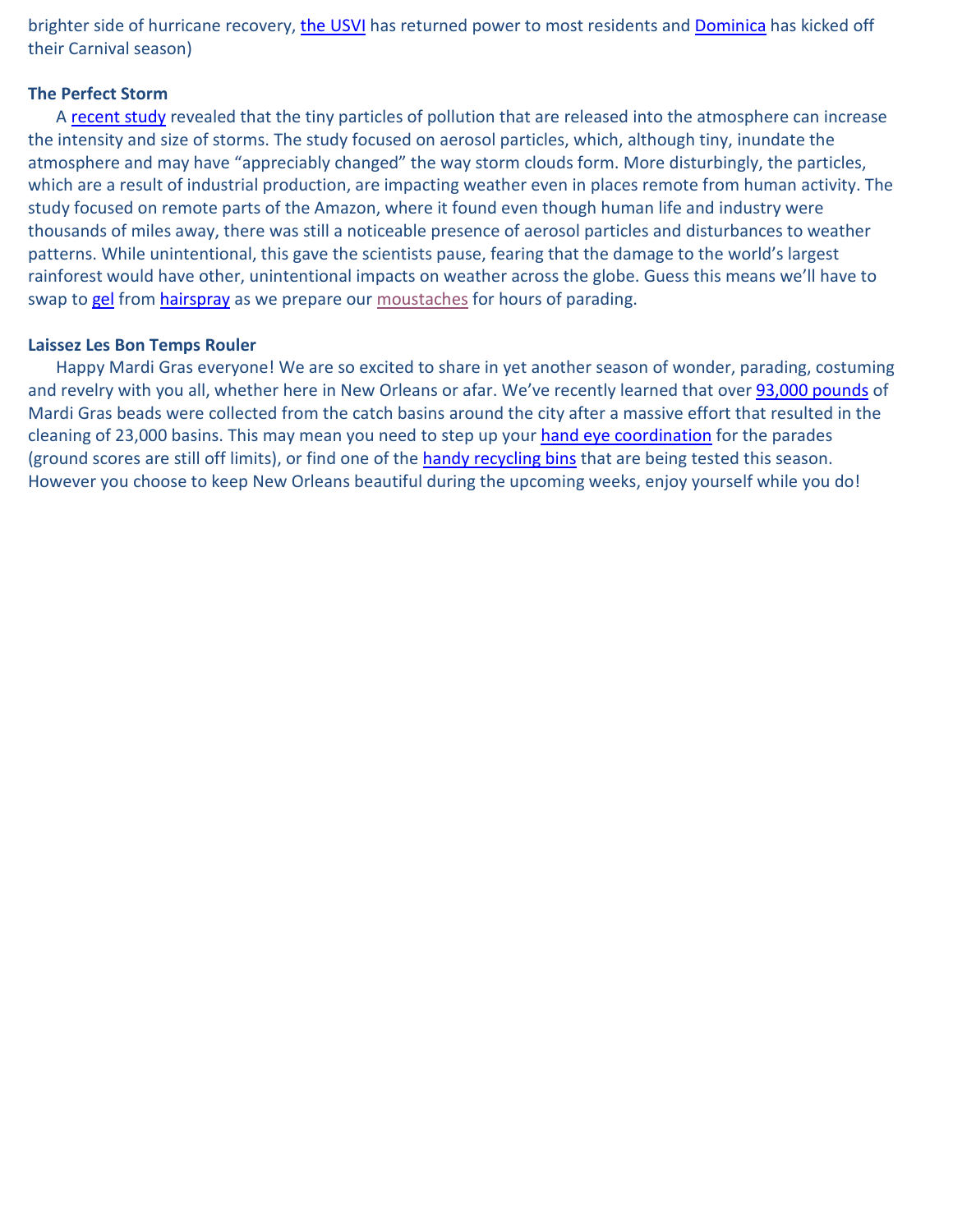brighter side of hurricane recovery, the USVI has returned power to most residents and Dominica has kicked off their Carnival season)

**The Perfect Storm**

A recent study revealed that the tiny particles of pollution that are released into the atmosphere can increase the intensity and size of storms. The study focused on aerosol particles, which, although tiny, inundate the atmosphere and may have "appreciably changed" the way storm clouds form. More disturbingly, the particles, which are a result of industrial production, are impacting weather even in places remote from human activity. The study focused on remote parts of the Amazon, where it found even though human life and industry were thousands of miles away, there was still a noticeable presence of aerosol particles and disturbances to weather patterns. While unintentional, this gave the scientists pause, fearing that the damage to the world's largest rainforest would have other, unintentional impacts on weather across the globe. Guess this means we'll have to swap to gel from hairspray as we prepare our moustaches for hours of parading.

**Laissez Les Bon Temps Rouler**

Happy Mardi Gras everyone! We are so excited to share in yet another season of wonder, parading, costuming and revelry with you all, whether here in New Orleans or afar. We've recently learned that over 93,000 pounds of Mardi Gras beads were collected from the catch basins around the city after a massive effort that resulted in the cleaning of 23,000 basins. This may mean you need to step up your hand eye coordination for the parades (ground scores are still off limits), or find one of the handy recycling bins that are being tested this season. However you choose to keep New Orleans beautiful during the upcoming weeks, enjoy yourself while you do!